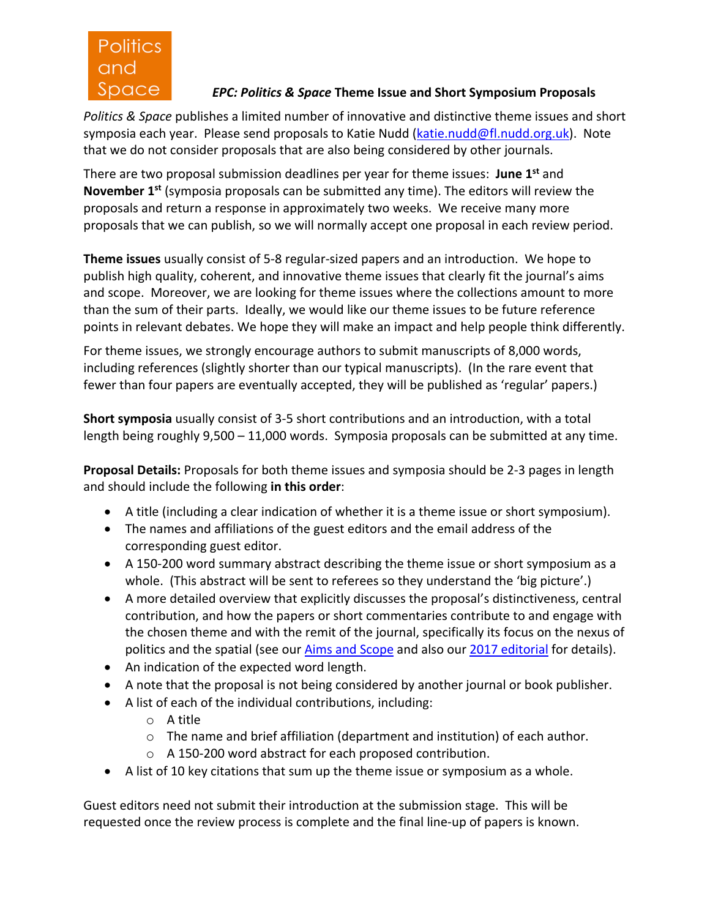Politics and Space

# *EPC: Politics & Space* Theme Issue and Short Symposium Proposals

*Politics & Space* publishes a limited number of innovative and distinctive theme issues and short symposia each year. Please send proposals to Katie Nudd ([katie.nudd@fl.nudd.org.uk](mailto:katie.nudd@fl.nudd.org.uk)). Note that we do not consider proposals that are also being considered by other journals.

There are two proposal submission deadlines per year for theme issues: **June 1st** and **November 1st** (symposia proposals can be submitted any time). The editors will review the proposals and return a response in approximately two weeks. We receive many more proposals that we can publish, so we will normally accept one proposal in each review period.

**Theme issues** usually consist of 5-8 regular-sized papers and an introduction. We hope to publish high quality, coherent, and innovative theme issues that clearly fit the journal's aims and scope. Moreover, we are looking for theme issues where the collections amount to more than the sum of their parts. Ideally, we would like our theme issues to be future reference points in relevant debates. We hope they will make an impact and help people think differently.

For theme issues, we strongly encourage authors to submit manuscripts of 8,000 words, including references (slightly shorter than our typical manuscripts). (In the rare event that fewer than four papers are eventually accepted, they will be published as 'regular' papers.)

**Short symposia** usually consist of 3-5 short contributions and an introduction, with a total length being roughly 9,500 – 11,000 words. Symposia proposals can be submitted at any time.

**Proposal Details:** Proposals for both theme issues and symposia should be 2-3 pages in length and should include the following **in this order**:

- A title (including a clear indication of whether it is a theme issue or short symposium).
- The names and affiliations of the guest editors and the email address of the corresponding guest editor.
- A 150-200 word summary abstract describing the theme issue or short symposium as a whole. (This abstract will be sent to referees so they understand the 'big picture'.)
- A more detailed overview that explicitly discusses the proposal's distinctiveness, central contribution, and how the papers or short commentaries contribute to and engage with the chosen theme and with the remit of the journal, specifically its focus on the nexus of politics and the spatial (see our Aims and Scope and also our 2017 editorial for details).
- An indication of the expected word length.
- A note that the proposal is not being considered by another journal or book publisher.
- A list of each of the individual contributions, including:
  - A title
  - The name and brief affiliation (department and institution) of each author.
  - A 150-200 word abstract for each proposed contribution.
- A list of 10 key citations that sum up the theme issue or symposium as a whole.

Guest editors need not submit their introduction at the submission stage. This will be requested once the review process is complete and the final line-up of papers is known.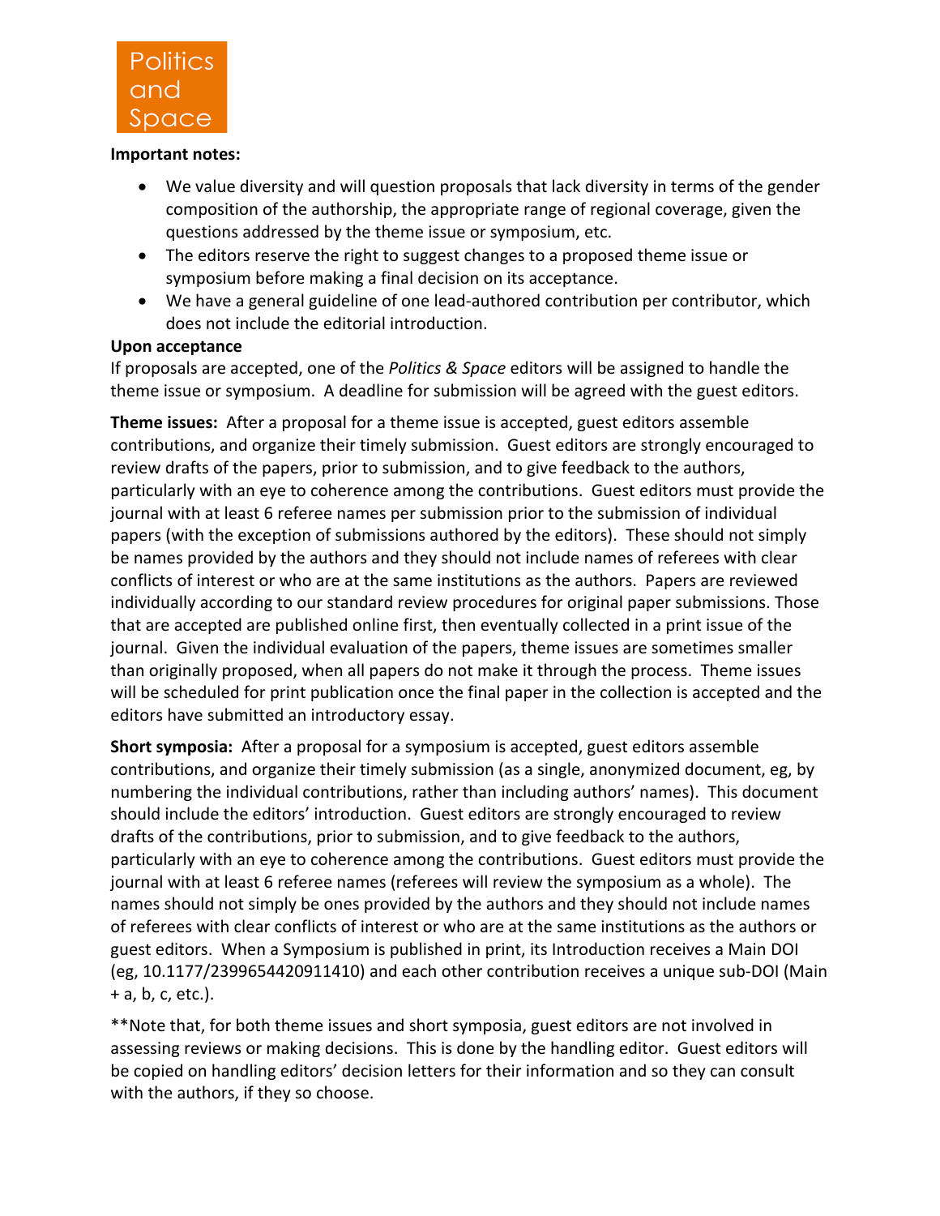Politics and Space

**Important notes:**

- We value diversity and will question proposals that lack diversity in terms of the gender composition of the authorship, the appropriate range of regional coverage, given the questions addressed by the theme issue or symposium, etc.
- The editors reserve the right to suggest changes to a proposed theme issue or symposium before making a final decision on its acceptance.
- We have a general guideline of one lead-authored contribution per contributor, which does not include the editorial introduction.

**Upon acceptance**

If proposals are accepted, one of the *Politics & Space* editors will be assigned to handle the theme issue or symposium. A deadline for submission will be agreed with the guest editors.

**Theme issues:** After a proposal for a theme issue is accepted, guest editors assemble contributions, and organize their timely submission. Guest editors are strongly encouraged to review drafts of the papers, prior to submission, and to give feedback to the authors, particularly with an eye to coherence among the contributions. Guest editors must provide the journal with at least 6 referee names per submission prior to the submission of individual papers (with the exception of submissions authored by the editors). These should not simply be names provided by the authors and they should not include names of referees with clear conflicts of interest or who are at the same institutions as the authors. Papers are reviewed individually according to our standard review procedures for original paper submissions. Those that are accepted are published online first, then eventually collected in a print issue of the journal. Given the individual evaluation of the papers, theme issues are sometimes smaller than originally proposed, when all papers do not make it through the process. Theme issues will be scheduled for print publication once the final paper in the collection is accepted and the editors have submitted an introductory essay.

**Short symposia:** After a proposal for a symposium is accepted, guest editors assemble contributions, and organize their timely submission (as a single, anonymized document, eg, by numbering the individual contributions, rather than including authors' names). This document should include the editors' introduction. Guest editors are strongly encouraged to review drafts of the contributions, prior to submission, and to give feedback to the authors, particularly with an eye to coherence among the contributions. Guest editors must provide the journal with at least 6 referee names (referees will review the symposium as a whole). The names should not simply be ones provided by the authors and they should not include names of referees with clear conflicts of interest or who are at the same institutions as the authors or guest editors. When a Symposium is published in print, its Introduction receives a Main DOI (eg, 10.1177/2399654420911410) and each other contribution receives a unique sub-DOI (Main + a, b, c, etc.).

**Note that, for both theme issues and short symposia, guest editors are not involved in assessing reviews or making decisions. This is done by the handling editor. Guest editors will be copied on handling editors' decision letters for their information and so they can consult with the authors, if they so choose.